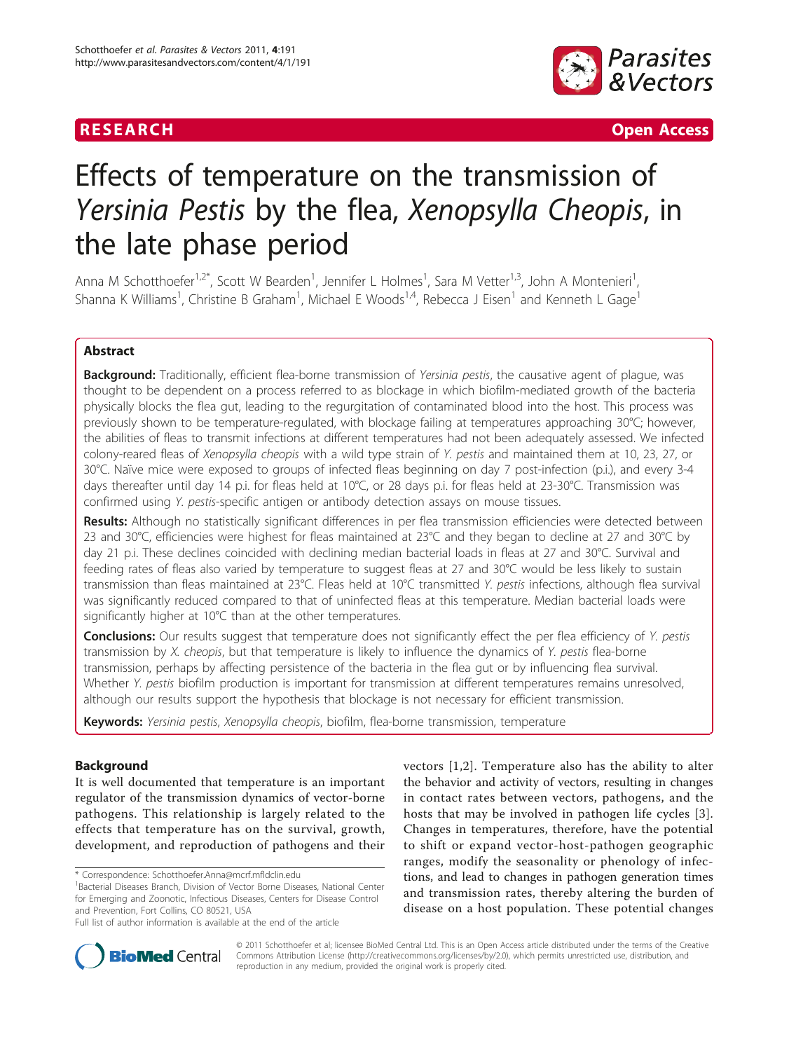RESEARCH Open Access

# Effects of temperature on the transmission of *Yersinia Pestis* by the flea, *Xenopsylla Cheopis*, in the late phase period

Anna M Schotthoefer[1,2*], Scott W Bearden[1], Jennifer L Holmes[1], Sara M Vetter[1,3], John A Montenieri[1], Shanna K Williams[1], Christine B Graham[1], Michael E Woods[1,4], Rebecca J Eisen[1] and Kenneth L Gage[1]

## Abstract

**Background:** Traditionally, efficient flea-borne transmission of *Yersinia pestis*, the causative agent of plague, was thought to be dependent on a process referred to as blockage in which biofilm-mediated growth of the bacteria physically blocks the flea gut, leading to the regurgitation of contaminated blood into the host. This process was previously shown to be temperature-regulated, with blockage failing at temperatures approaching 30°C; however, the abilities of fleas to transmit infections at different temperatures had not been adequately assessed. We infected colony-reared fleas of *Xenopsylla cheopis* with a wild type strain of *Y. pestis* and maintained them at 10, 23, 27, or 30°C. Naïve mice were exposed to groups of infected fleas beginning on day 7 post-infection (p.i.), and every 3-4 days thereafter until day 14 p.i. for fleas held at 10°C, or 28 days p.i. for fleas held at 23-30°C. Transmission was confirmed using *Y. pestis*-specific antigen or antibody detection assays on mouse tissues.

**Results:** Although no statistically significant differences in per flea transmission efficiencies were detected between 23 and 30°C, efficiencies were highest for fleas maintained at 23°C and they began to decline at 27 and 30°C by day 21 p.i. These declines coincided with declining median bacterial loads in fleas at 27 and 30°C. Survival and feeding rates of fleas also varied by temperature to suggest fleas at 27 and 30°C would be less likely to sustain transmission than fleas maintained at 23°C. Fleas held at 10°C transmitted *Y. pestis* infections, although flea survival was significantly reduced compared to that of uninfected fleas at this temperature. Median bacterial loads were significantly higher at 10°C than at the other temperatures.

**Conclusions:** Our results suggest that temperature does not significantly effect the per flea efficiency of *Y. pestis* transmission by *X. cheopis*, but that temperature is likely to influence the dynamics of *Y. pestis* flea-borne transmission, perhaps by affecting persistence of the bacteria in the flea gut or by influencing flea survival. Whether *Y. pestis* biofilm production is important for transmission at different temperatures remains unresolved, although our results support the hypothesis that blockage is not necessary for efficient transmission.

**Keywords:** *Yersinia pestis*, *Xenopsylla cheopis*, biofilm, flea-borne transmission, temperature

## Background

It is well documented that temperature is an important regulator of the transmission dynamics of vector-borne pathogens. This relationship is largely related to the effects that temperature has on the survival, growth, development, and reproduction of pathogens and their vectors [1,2]. Temperature also has the ability to alter the behavior and activity of vectors, resulting in changes in contact rates between vectors, pathogens, and the hosts that may be involved in pathogen life cycles [3]. Changes in temperatures, therefore, have the potential to shift or expand vector-host-pathogen geographic ranges, modify the seasonality or phenology of infections, and lead to changes in pathogen generation times and transmission rates, thereby altering the burden of disease on a host population. These potential changes

\* Correspondence: Schotthoefer.Anna@mcrf.mfldclin.edu
[1]Bacterial Diseases Branch, Division of Vector Borne Diseases, National Center for Emerging and Zoonotic, Infectious Diseases, Centers for Disease Control and Prevention, Fort Collins, CO 80521, USA
Full list of author information is available at the end of the article

© 2011 Schotthoefer et al; licensee BioMed Central Ltd. This is an Open Access article distributed under the terms of the Creative Commons Attribution License (http://creativecommons.org/licenses/by/2.0), which permits unrestricted use, distribution, and reproduction in any medium, provided the original work is properly cited.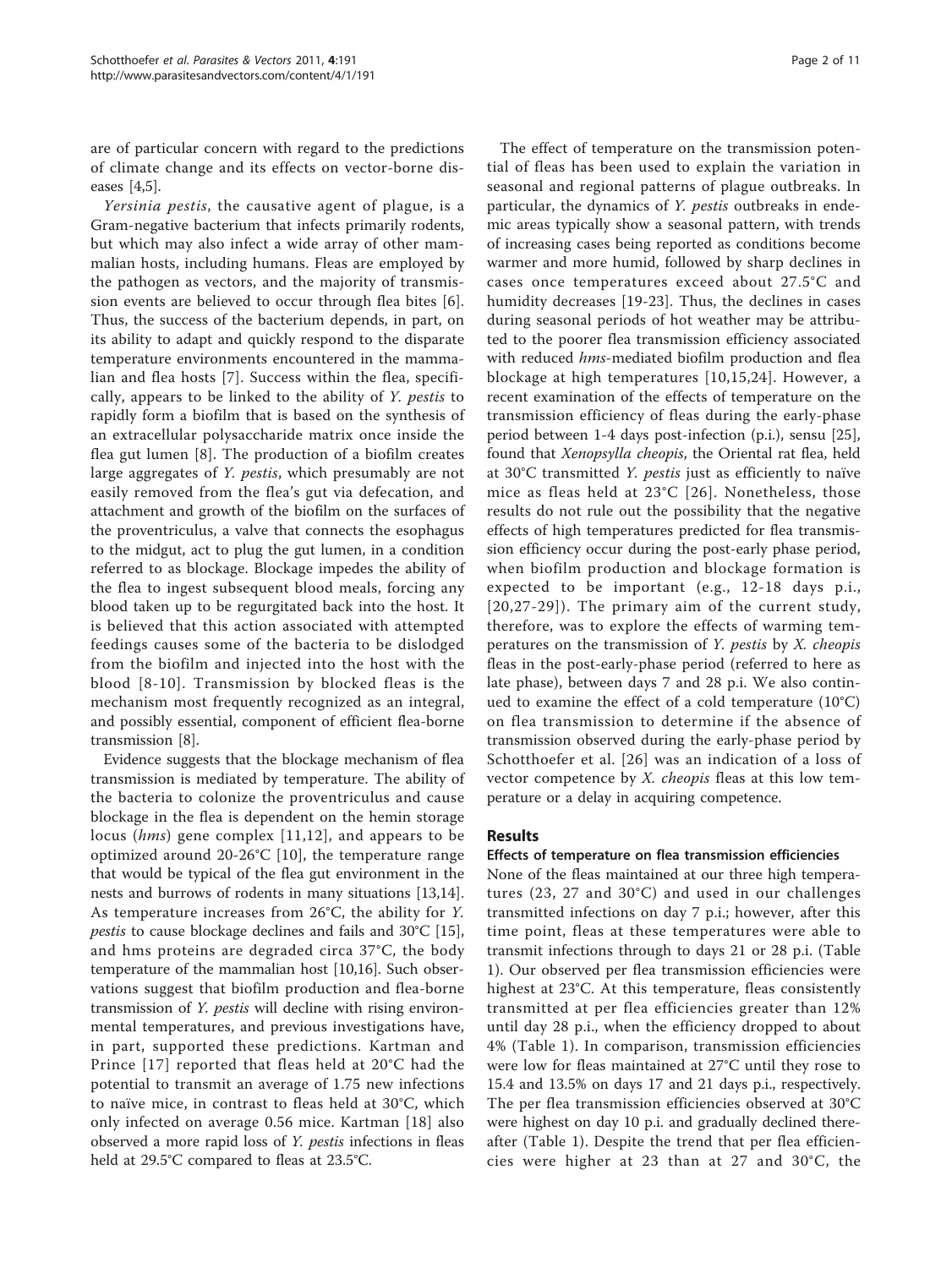are of particular concern with regard to the predictions of climate change and its effects on vector-borne diseases [4,5].

*Yersinia pestis*, the causative agent of plague, is a Gram-negative bacterium that infects primarily rodents, but which may also infect a wide array of other mammalian hosts, including humans. Fleas are employed by the pathogen as vectors, and the majority of transmission events are believed to occur through flea bites [6]. Thus, the success of the bacterium depends, in part, on its ability to adapt and quickly respond to the disparate temperature environments encountered in the mammalian and flea hosts [7]. Success within the flea, specifically, appears to be linked to the ability of *Y. pestis* to rapidly form a biofilm that is based on the synthesis of an extracellular polysaccharide matrix once inside the flea gut lumen [8]. The production of a biofilm creates large aggregates of *Y. pestis*, which presumably are not easily removed from the flea's gut via defecation, and attachment and growth of the biofilm on the surfaces of the proventriculus, a valve that connects the esophagus to the midgut, act to plug the gut lumen, in a condition referred to as blockage. Blockage impedes the ability of the flea to ingest subsequent blood meals, forcing any blood taken up to be regurgitated back into the host. It is believed that this action associated with attempted feedings causes some of the bacteria to be dislodged from the biofilm and injected into the host with the blood [8-10]. Transmission by blocked fleas is the mechanism most frequently recognized as an integral, and possibly essential, component of efficient flea-borne transmission [8].

Evidence suggests that the blockage mechanism of flea transmission is mediated by temperature. The ability of the bacteria to colonize the proventriculus and cause blockage in the flea is dependent on the hemin storage locus (*hms*) gene complex [11,12], and appears to be optimized around 20-26°C [10], the temperature range that would be typical of the flea gut environment in the nests and burrows of rodents in many situations [13,14]. As temperature increases from 26°C, the ability for *Y. pestis* to cause blockage declines and fails and 30°C [15], and hms proteins are degraded circa 37°C, the body temperature of the mammalian host [10,16]. Such observations suggest that biofilm production and flea-borne transmission of *Y. pestis* will decline with rising environmental temperatures, and previous investigations have, in part, supported these predictions. Kartman and Prince [17] reported that fleas held at 20°C had the potential to transmit an average of 1.75 new infections to naïve mice, in contrast to fleas held at 30°C, which only infected on average 0.56 mice. Kartman [18] also observed a more rapid loss of *Y. pestis* infections in fleas held at 29.5°C compared to fleas at 23.5°C.

The effect of temperature on the transmission potential of fleas has been used to explain the variation in seasonal and regional patterns of plague outbreaks. In particular, the dynamics of *Y. pestis* outbreaks in endemic areas typically show a seasonal pattern, with trends of increasing cases being reported as conditions become warmer and more humid, followed by sharp declines in cases once temperatures exceed about 27.5°C and humidity decreases [19-23]. Thus, the declines in cases during seasonal periods of hot weather may be attributed to the poorer flea transmission efficiency associated with reduced *hms*-mediated biofilm production and flea blockage at high temperatures [10,15,24]. However, a recent examination of the effects of temperature on the transmission efficiency of fleas during the early-phase period between 1-4 days post-infection (p.i.), sensu [25], found that *Xenopsylla cheopis*, the Oriental rat flea, held at 30°C transmitted *Y. pestis* just as efficiently to naïve mice as fleas held at 23°C [26]. Nonetheless, those results do not rule out the possibility that the negative effects of high temperatures predicted for flea transmission efficiency occur during the post-early phase period, when biofilm production and blockage formation is expected to be important (e.g., 12-18 days p.i., [20,27-29]). The primary aim of the current study, therefore, was to explore the effects of warming temperatures on the transmission of *Y. pestis* by *X. cheopis* fleas in the post-early-phase period (referred to here as late phase), between days 7 and 28 p.i. We also continued to examine the effect of a cold temperature (10°C) on flea transmission to determine if the absence of transmission observed during the early-phase period by Schotthoefer et al. [26] was an indication of a loss of vector competence by *X. cheopis* fleas at this low temperature or a delay in acquiring competence.

## Results

### Effects of temperature on flea transmission efficiencies

None of the fleas maintained at our three high temperatures (23, 27 and 30°C) and used in our challenges transmitted infections on day 7 p.i.; however, after this time point, fleas at these temperatures were able to transmit infections through to days 21 or 28 p.i. (Table 1). Our observed per flea transmission efficiencies were highest at 23°C. At this temperature, fleas consistently transmitted at per flea efficiencies greater than 12% until day 28 p.i., when the efficiency dropped to about 4% (Table 1). In comparison, transmission efficiencies were low for fleas maintained at 27°C until they rose to 15.4 and 13.5% on days 17 and 21 days p.i., respectively. The per flea transmission efficiencies observed at 30°C were highest on day 10 p.i. and gradually declined thereafter (Table 1). Despite the trend that per flea efficiencies were higher at 23 than at 27 and 30°C, the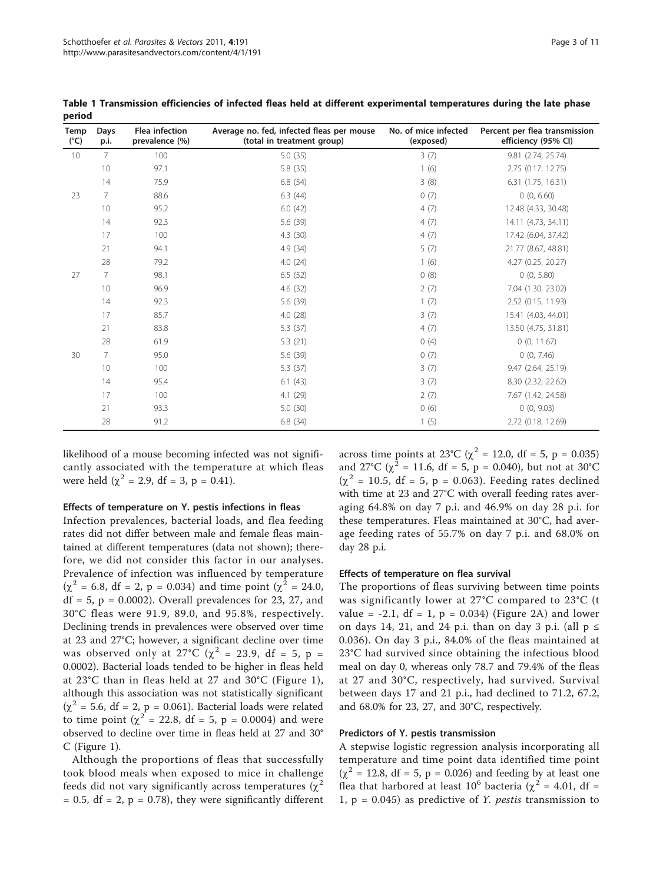**Table 1 Transmission efficiencies of infected fleas held at different experimental temperatures during the late phase period**

| Temp (°C) | Days p.i. | Flea infection prevalence (%) | Average no. fed, infected fleas per mouse (total in treatment group) | No. of mice infected (exposed) | Percent per flea transmission efficiency (95% CI) |
|---|---|---|---|---|---|
| 10 | 7 | 100 | 5.0 (35) | 3 (7) | 9.81 (2.74, 25.74) |
| | 10 | 97.1 | 5.8 (35) | 1 (6) | 2.75 (0.17, 12.75) |
| | 14 | 75.9 | 6.8 (54) | 3 (8) | 6.31 (1.75, 16.31) |
| 23 | 7 | 88.6 | 6.3 (44) | 0 (7) | 0 (0, 6.60) |
| | 10 | 95.2 | 6.0 (42) | 4 (7) | 12.48 (4.33, 30.48) |
| | 14 | 92.3 | 5.6 (39) | 4 (7) | 14.11 (4.73, 34.11) |
| | 17 | 100 | 4.3 (30) | 4 (7) | 17.42 (6.04, 37.42) |
| | 21 | 94.1 | 4.9 (34) | 5 (7) | 21.77 (8.67, 48.81) |
| | 28 | 79.2 | 4.0 (24) | 1 (6) | 4.27 (0.25, 20.27) |
| 27 | 7 | 98.1 | 6.5 (52) | 0 (8) | 0 (0, 5.80) |
| | 10 | 96.9 | 4.6 (32) | 2 (7) | 7.04 (1.30, 23.02) |
| | 14 | 92.3 | 5.6 (39) | 1 (7) | 2.52 (0.15, 11.93) |
| | 17 | 85.7 | 4.0 (28) | 3 (7) | 15.41 (4.03, 44.01) |
| | 21 | 83.8 | 5.3 (37) | 4 (7) | 13.50 (4.75, 31.81) |
| | 28 | 61.9 | 5.3 (21) | 0 (4) | 0 (0, 11.67) |
| 30 | 7 | 95.0 | 5.6 (39) | 0 (7) | 0 (0, 7.46) |
| | 10 | 100 | 5.3 (37) | 3 (7) | 9.47 (2.64, 25.19) |
| | 14 | 95.4 | 6.1 (43) | 3 (7) | 8.30 (2.32, 22.62) |
| | 17 | 100 | 4.1 (29) | 2 (7) | 7.67 (1.42, 24.58) |
| | 21 | 93.3 | 5.0 (30) | 0 (6) | 0 (0, 9.03) |
| | 28 | 91.2 | 6.8 (34) | 1 (5) | 2.72 (0.18, 12.69) |

likelihood of a mouse becoming infected was not significantly associated with the temperature at which fleas were held ($\chi^2 = 2.9$, df = 3, p = 0.41).

### Effects of temperature on *Y. pestis* infections in fleas

Infection prevalences, bacterial loads, and flea feeding rates did not differ between male and female fleas maintained at different temperatures (data not shown); therefore, we did not consider this factor in our analyses. Prevalence of infection was influenced by temperature ($\chi^2 = 6.8$, df = 2, p = 0.034) and time point ($\chi^2 = 24.0$, df = 5, p = 0.0002). Overall prevalences for 23, 27, and 30°C fleas were 91.9, 89.0, and 95.8%, respectively. Declining trends in prevalences were observed over time at 23 and 27°C; however, a significant decline over time was observed only at 27°C ($\chi^2 = 23.9$, df = 5, p = 0.0002). Bacterial loads tended to be higher in fleas held at 23°C than in fleas held at 27 and 30°C (Figure 1), although this association was not statistically significant ($\chi^2 = 5.6$, df = 2, p = 0.061). Bacterial loads were related to time point ($\chi^2 = 22.8$, df = 5, p = 0.0004) and were observed to decline over time in fleas held at 27 and 30°C (Figure 1).

Although the proportions of fleas that successfully took blood meals when exposed to mice in challenge feeds did not vary significantly across temperatures ($\chi^2 = 0.5$, df = 2, p = 0.78), they were significantly different across time points at 23°C ($\chi^2 = 12.0$, df = 5, p = 0.035) and 27°C ($\chi^2 = 11.6$, df = 5, p = 0.040), but not at 30°C ($\chi^2 = 10.5$, df = 5, p = 0.063). Feeding rates declined with time at 23 and 27°C with overall feeding rates averaging 64.8% on day 7 p.i. and 46.9% on day 28 p.i. for these temperatures. Fleas maintained at 30°C, had average feeding rates of 55.7% on day 7 p.i. and 68.0% on day 28 p.i.

### Effects of temperature on flea survival

The proportions of fleas surviving between time points was significantly lower at 27°C compared to 23°C (t value = -2.1, df = 1, p = 0.034) (Figure 2A) and lower on days 14, 21, and 24 p.i. than on day 3 p.i. (all p ≤ 0.036). On day 3 p.i., 84.0% of the fleas maintained at 23°C had survived since obtaining the infectious blood meal on day 0, whereas only 78.7 and 79.4% of the fleas at 27 and 30°C, respectively, had survived. Survival between days 17 and 21 p.i., had declined to 71.2, 67.2, and 68.0% for 23, 27, and 30°C, respectively.

### Predictors of *Y. pestis* transmission

A stepwise logistic regression analysis incorporating all temperature and time point data identified time point ($\chi^2 = 12.8$, df = 5, p = 0.026) and feeding by at least one flea that harbored at least $10^6$ bacteria ($\chi^2 = 4.01$, df = 1, p = 0.045) as predictive of *Y. pestis* transmission to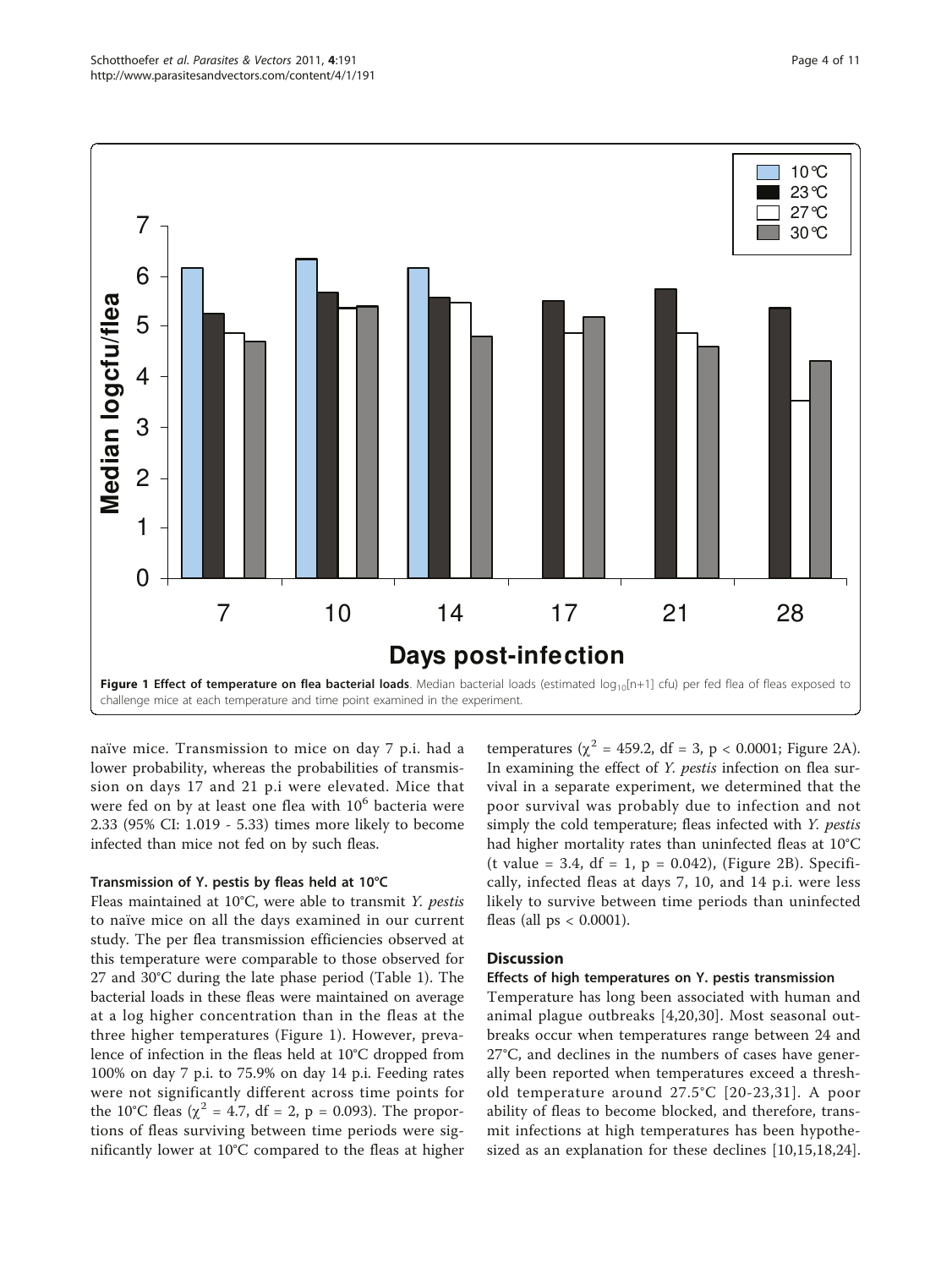**Figure 1 Effect of temperature on flea bacterial loads**. Median bacterial loads (estimated $\log_{10}[n+1]$ cfu) per fed flea of fleas exposed to challenge mice at each temperature and time point examined in the experiment.

naïve mice. Transmission to mice on day 7 p.i. had a lower probability, whereas the probabilities of transmission on days 17 and 21 p.i were elevated. Mice that were fed on by at least one flea with $10^6$ bacteria were 2.33 (95% CI: 1.019 - 5.33) times more likely to become infected than mice not fed on by such fleas.

### Transmission of Y. pestis by fleas held at 10°C

Fleas maintained at 10°C, were able to transmit *Y. pestis* to naïve mice on all the days examined in our current study. The per flea transmission efficiencies observed at this temperature were comparable to those observed for 27 and 30°C during the late phase period (Table 1). The bacterial loads in these fleas were maintained on average at a log higher concentration than in the fleas at the three higher temperatures (Figure 1). However, prevalence of infection in the fleas held at 10°C dropped from 100% on day 7 p.i. to 75.9% on day 14 p.i. Feeding rates were not significantly different across time points for the 10°C fleas ($\chi^2$ = 4.7, df = 2, p = 0.093). The proportions of fleas surviving between time periods were significantly lower at 10°C compared to the fleas at higher temperatures ($\chi^2$ = 459.2, df = 3, p < 0.0001; Figure 2A). In examining the effect of *Y. pestis* infection on flea survival in a separate experiment, we determined that the poor survival was probably due to infection and not simply the cold temperature; fleas infected with *Y. pestis* had higher mortality rates than uninfected fleas at 10°C (t value = 3.4, df = 1, p = 0.042), (Figure 2B). Specifically, infected fleas at days 7, 10, and 14 p.i. were less likely to survive between time periods than uninfected fleas (all ps < 0.0001).

## Discussion

### Effects of high temperatures on Y. pestis transmission

Temperature has long been associated with human and animal plague outbreaks [4,20,30]. Most seasonal outbreaks occur when temperatures range between 24 and 27°C, and declines in the numbers of cases have generally been reported when temperatures exceed a threshold temperature around 27.5°C [20-23,31]. A poor ability of fleas to become blocked, and therefore, transmit infections at high temperatures has been hypothesized as an explanation for these declines [10,15,18,24].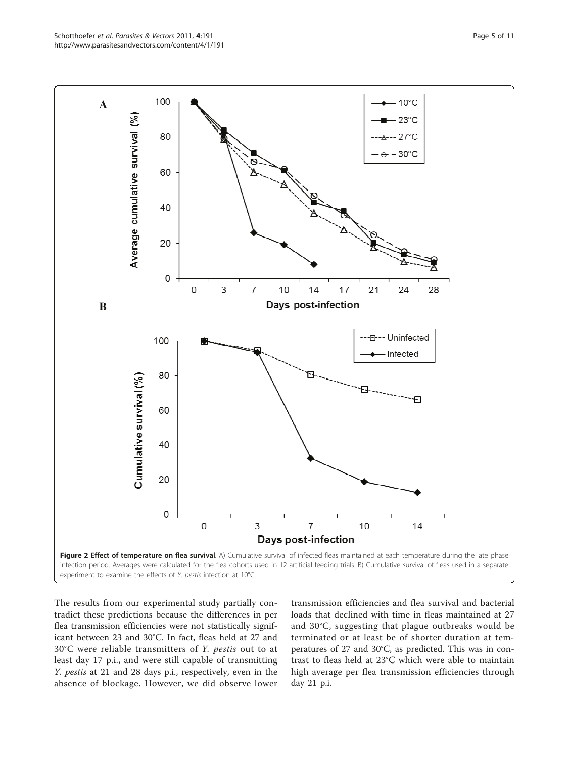**Figure 2 Effect of temperature on flea survival**. A) Cumulative survival of infected fleas maintained at each temperature during the late phase infection period. Averages were calculated for the flea cohorts used in 12 artificial feeding trials. B) Cumulative survival of fleas used in a separate experiment to examine the effects of *Y. pestis* infection at 10°C.

The results from our experimental study partially contradict these predictions because the differences in per flea transmission efficiencies were not statistically significant between 23 and 30°C. In fact, fleas held at 27 and 30°C were reliable transmitters of *Y. pestis* out to at least day 17 p.i., and were still capable of transmitting *Y. pestis* at 21 and 28 days p.i., respectively, even in the absence of blockage. However, we did observe lower transmission efficiencies and flea survival and bacterial loads that declined with time in fleas maintained at 27 and 30°C, suggesting that plague outbreaks would be terminated or at least be of shorter duration at temperatures of 27 and 30°C, as predicted. This was in contrast to fleas held at 23°C which were able to maintain high average per flea transmission efficiencies through day 21 p.i.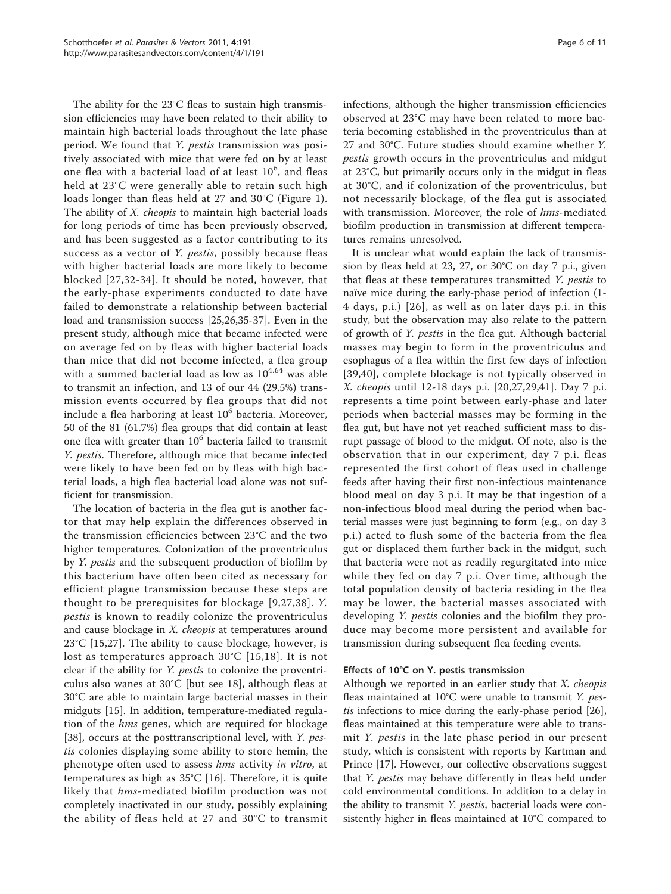The ability for the 23°C fleas to sustain high transmission efficiencies may have been related to their ability to maintain high bacterial loads throughout the late phase period. We found that *Y. pestis* transmission was positively associated with mice that were fed on by at least one flea with a bacterial load of at least $10^6$, and fleas held at 23°C were generally able to retain such high loads longer than fleas held at 27 and 30°C (Figure 1). The ability of *X. cheopis* to maintain high bacterial loads for long periods of time has been previously observed, and has been suggested as a factor contributing to its success as a vector of *Y. pestis*, possibly because fleas with higher bacterial loads are more likely to become blocked [27,32-34]. It should be noted, however, that the early-phase experiments conducted to date have failed to demonstrate a relationship between bacterial load and transmission success [25,26,35-37]. Even in the present study, although mice that became infected were on average fed on by fleas with higher bacterial loads than mice that did not become infected, a flea group with a summed bacterial load as low as $10^{4.64}$ was able to transmit an infection, and 13 of our 44 (29.5%) transmission events occurred by flea groups that did not include a flea harboring at least $10^6$ bacteria. Moreover, 50 of the 81 (61.7%) flea groups that did contain at least one flea with greater than $10^6$ bacteria failed to transmit *Y. pestis*. Therefore, although mice that became infected were likely to have been fed on by fleas with high bacterial loads, a high flea bacterial load alone was not sufficient for transmission.

The location of bacteria in the flea gut is another factor that may help explain the differences observed in the transmission efficiencies between 23°C and the two higher temperatures. Colonization of the proventriculus by *Y. pestis* and the subsequent production of biofilm by this bacterium have often been cited as necessary for efficient plague transmission because these steps are thought to be prerequisites for blockage [9,27,38]. *Y. pestis* is known to readily colonize the proventriculus and cause blockage in *X. cheopis* at temperatures around 23°C [15,27]. The ability to cause blockage, however, is lost as temperatures approach 30°C [15,18]. It is not clear if the ability for *Y. pestis* to colonize the proventriculus also wanes at 30°C [but see 18], although fleas at 30°C are able to maintain large bacterial masses in their midguts [15]. In addition, temperature-mediated regulation of the *hms* genes, which are required for blockage [38], occurs at the posttranscriptional level, with *Y. pestis* colonies displaying some ability to store hemin, the phenotype often used to assess *hms* activity *in vitro*, at temperatures as high as 35°C [16]. Therefore, it is quite likely that *hms*-mediated biofilm production was not completely inactivated in our study, possibly explaining the ability of fleas held at 27 and 30°C to transmit infections, although the higher transmission efficiencies observed at 23°C may have been related to more bacteria becoming established in the proventriculus than at 27 and 30°C. Future studies should examine whether *Y. pestis* growth occurs in the proventriculus and midgut at 23°C, but primarily occurs only in the midgut in fleas at 30°C, and if colonization of the proventriculus, but not necessarily blockage, of the flea gut is associated with transmission. Moreover, the role of *hms*-mediated biofilm production in transmission at different temperatures remains unresolved.

It is unclear what would explain the lack of transmission by fleas held at 23, 27, or 30°C on day 7 p.i., given that fleas at these temperatures transmitted *Y. pestis* to naïve mice during the early-phase period of infection (1-4 days, p.i.) [26], as well as on later days p.i. in this study, but the observation may also relate to the pattern of growth of *Y. pestis* in the flea gut. Although bacterial masses may begin to form in the proventriculus and esophagus of a flea within the first few days of infection [39,40], complete blockage is not typically observed in *X. cheopis* until 12-18 days p.i. [20,27,29,41]. Day 7 p.i. represents a time point between early-phase and later periods when bacterial masses may be forming in the flea gut, but have not yet reached sufficient mass to disrupt passage of blood to the midgut. Of note, also is the observation that in our experiment, day 7 p.i. fleas represented the first cohort of fleas used in challenge feeds after having their first non-infectious maintenance blood meal on day 3 p.i. It may be that ingestion of a non-infectious blood meal during the period when bacterial masses were just beginning to form (e.g., on day 3 p.i.) acted to flush some of the bacteria from the flea gut or displaced them further back in the midgut, such that bacteria were not as readily regurgitated into mice while they fed on day 7 p.i. Over time, although the total population density of bacteria residing in the flea may be lower, the bacterial masses associated with developing *Y. pestis* colonies and the biofilm they produce may become more persistent and available for transmission during subsequent flea feeding events.

#### Effects of 10°C on Y. pestis transmission

Although we reported in an earlier study that *X. cheopis* fleas maintained at 10°C were unable to transmit *Y. pestis* infections to mice during the early-phase period [26], fleas maintained at this temperature were able to transmit *Y. pestis* in the late phase period in our present study, which is consistent with reports by Kartman and Prince [17]. However, our collective observations suggest that *Y. pestis* may behave differently in fleas held under cold environmental conditions. In addition to a delay in the ability to transmit *Y. pestis*, bacterial loads were consistently higher in fleas maintained at 10°C compared to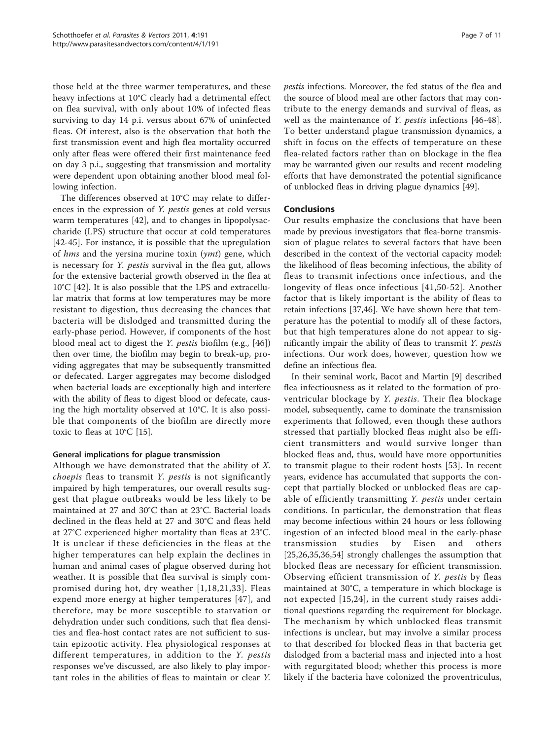those held at the three warmer temperatures, and these heavy infections at 10°C clearly had a detrimental effect on flea survival, with only about 10% of infected fleas surviving to day 14 p.i. versus about 67% of uninfected fleas. Of interest, also is the observation that both the first transmission event and high flea mortality occurred only after fleas were offered their first maintenance feed on day 3 p.i., suggesting that transmission and mortality were dependent upon obtaining another blood meal following infection.

The differences observed at 10°C may relate to differences in the expression of *Y. pestis* genes at cold versus warm temperatures [42], and to changes in lipopolysaccharide (LPS) structure that occur at cold temperatures [42-45]. For instance, it is possible that the upregulation of *hms* and the yersina murine toxin (*ymt*) gene, which is necessary for *Y. pestis* survival in the flea gut, allows for the extensive bacterial growth observed in the flea at 10°C [42]. It is also possible that the LPS and extracellular matrix that forms at low temperatures may be more resistant to digestion, thus decreasing the chances that bacteria will be dislodged and transmitted during the early-phase period. However, if components of the host blood meal act to digest the *Y. pestis* biofilm (e.g., [46]) then over time, the biofilm may begin to break-up, providing aggregates that may be subsequently transmitted or defecated. Larger aggregates may become dislodged when bacterial loads are exceptionally high and interfere with the ability of fleas to digest blood or defecate, causing the high mortality observed at 10°C. It is also possible that components of the biofilm are directly more toxic to fleas at 10°C [15].

#### General implications for plague transmission

Although we have demonstrated that the ability of *X. choepis* fleas to transmit *Y. pestis* is not significantly impaired by high temperatures, our overall results suggest that plague outbreaks would be less likely to be maintained at 27 and 30°C than at 23°C. Bacterial loads declined in the fleas held at 27 and 30°C and fleas held at 27°C experienced higher mortality than fleas at 23°C. It is unclear if these deficiencies in the fleas at the higher temperatures can help explain the declines in human and animal cases of plague observed during hot weather. It is possible that flea survival is simply compromised during hot, dry weather [1,18,21,33]. Fleas expend more energy at higher temperatures [47], and therefore, may be more susceptible to starvation or dehydration under such conditions, such that flea densities and flea-host contact rates are not sufficient to sustain epizootic activity. Flea physiological responses at different temperatures, in addition to the *Y. pestis* responses we've discussed, are also likely to play important roles in the abilities of fleas to maintain or clear *Y. pestis* infections. Moreover, the fed status of the flea and the source of blood meal are other factors that may contribute to the energy demands and survival of fleas, as well as the maintenance of *Y. pestis* infections [46-48]. To better understand plague transmission dynamics, a shift in focus on the effects of temperature on these flea-related factors rather than on blockage in the flea may be warranted given our results and recent modeling efforts that have demonstrated the potential significance of unblocked fleas in driving plague dynamics [49].

## Conclusions

Our results emphasize the conclusions that have been made by previous investigators that flea-borne transmission of plague relates to several factors that have been described in the context of the vectorial capacity model: the likelihood of fleas becoming infectious, the ability of fleas to transmit infections once infectious, and the longevity of fleas once infectious [41,50-52]. Another factor that is likely important is the ability of fleas to retain infections [37,46]. We have shown here that temperature has the potential to modify all of these factors, but that high temperatures alone do not appear to significantly impair the ability of fleas to transmit *Y. pestis* infections. Our work does, however, question how we define an infectious flea.

In their seminal work, Bacot and Martin [9] described flea infectiousness as it related to the formation of proventricular blockage by *Y. pestis*. Their flea blockage model, subsequently, came to dominate the transmission experiments that followed, even though these authors stressed that partially blocked fleas might also be efficient transmitters and would survive longer than blocked fleas and, thus, would have more opportunities to transmit plague to their rodent hosts [53]. In recent years, evidence has accumulated that supports the concept that partially blocked or unblocked fleas are capable of efficiently transmitting *Y. pestis* under certain conditions. In particular, the demonstration that fleas may become infectious within 24 hours or less following ingestion of an infected blood meal in the early-phase transmission studies by Eisen and others [25,26,35,36,54] strongly challenges the assumption that blocked fleas are necessary for efficient transmission. Observing efficient transmission of *Y. pestis* by fleas maintained at 30°C, a temperature in which blockage is not expected [15,24], in the current study raises additional questions regarding the requirement for blockage. The mechanism by which unblocked fleas transmit infections is unclear, but may involve a similar process to that described for blocked fleas in that bacteria get dislodged from a bacterial mass and injected into a host with regurgitated blood; whether this process is more likely if the bacteria have colonized the proventriculus,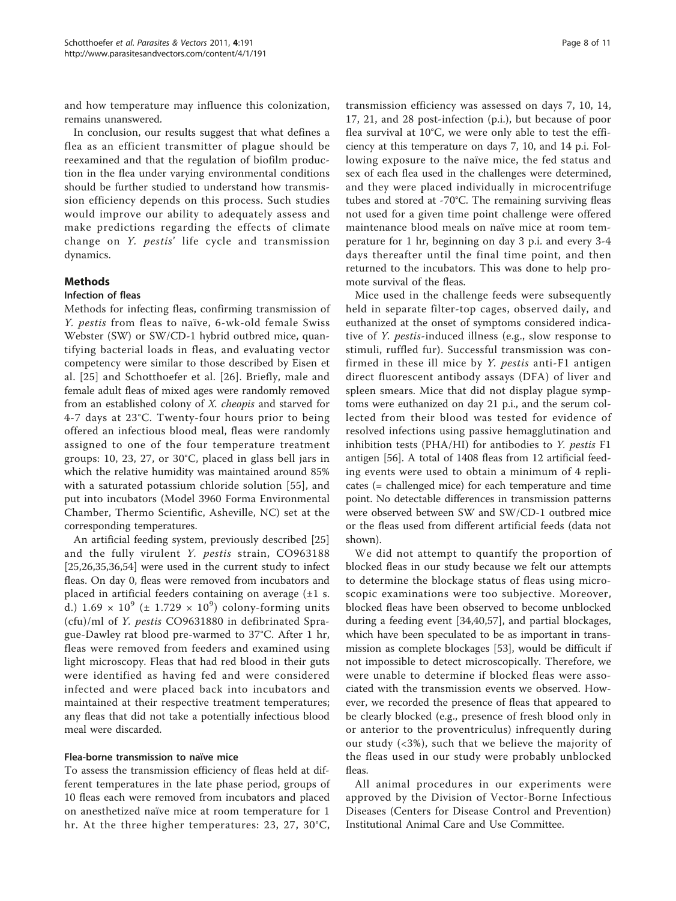and how temperature may influence this colonization, remains unanswered.

In conclusion, our results suggest that what defines a flea as an efficient transmitter of plague should be reexamined and that the regulation of biofilm production in the flea under varying environmental conditions should be further studied to understand how transmission efficiency depends on this process. Such studies would improve our ability to adequately assess and make predictions regarding the effects of climate change on *Y. pestis*' life cycle and transmission dynamics.

## Methods

### Infection of fleas

Methods for infecting fleas, confirming transmission of *Y. pestis* from fleas to naïve, 6-wk-old female Swiss Webster (SW) or SW/CD-1 hybrid outbred mice, quantifying bacterial loads in fleas, and evaluating vector competency were similar to those described by Eisen et al. [25] and Schotthoefer et al. [26]. Briefly, male and female adult fleas of mixed ages were randomly removed from an established colony of *X. cheopis* and starved for 4-7 days at 23°C. Twenty-four hours prior to being offered an infectious blood meal, fleas were randomly assigned to one of the four temperature treatment groups: 10, 23, 27, or 30°C, placed in glass bell jars in which the relative humidity was maintained around 85% with a saturated potassium chloride solution [55], and put into incubators (Model 3960 Forma Environmental Chamber, Thermo Scientific, Asheville, NC) set at the corresponding temperatures.

An artificial feeding system, previously described [25] and the fully virulent *Y. pestis* strain, CO963188 [25,26,35,36,54] were used in the current study to infect fleas. On day 0, fleas were removed from incubators and placed in artificial feeders containing on average (±1 s.d.) $1.69 \times 10^9$ (± $1.729 \times 10^9$) colony-forming units (cfu)/ml of *Y. pestis* CO9631880 in defibrinated Sprague-Dawley rat blood pre-warmed to 37°C. After 1 hr, fleas were removed from feeders and examined using light microscopy. Fleas that had red blood in their guts were identified as having fed and were considered infected and were placed back into incubators and maintained at their respective treatment temperatures; any fleas that did not take a potentially infectious blood meal were discarded.

### Flea-borne transmission to naïve mice

To assess the transmission efficiency of fleas held at different temperatures in the late phase period, groups of 10 fleas each were removed from incubators and placed on anesthetized naïve mice at room temperature for 1 hr. At the three higher temperatures: 23, 27, 30°C, transmission efficiency was assessed on days 7, 10, 14, 17, 21, and 28 post-infection (p.i.), but because of poor flea survival at 10°C, we were only able to test the efficiency at this temperature on days 7, 10, and 14 p.i. Following exposure to the naïve mice, the fed status and sex of each flea used in the challenges were determined, and they were placed individually in microcentrifuge tubes and stored at -70°C. The remaining surviving fleas not used for a given time point challenge were offered maintenance blood meals on naïve mice at room temperature for 1 hr, beginning on day 3 p.i. and every 3-4 days thereafter until the final time point, and then returned to the incubators. This was done to help promote survival of the fleas.

Mice used in the challenge feeds were subsequently held in separate filter-top cages, observed daily, and euthanized at the onset of symptoms considered indicative of *Y. pestis*-induced illness (e.g., slow response to stimuli, ruffled fur). Successful transmission was confirmed in these ill mice by *Y. pestis* anti-F1 antigen direct fluorescent antibody assays (DFA) of liver and spleen smears. Mice that did not display plague symptoms were euthanized on day 21 p.i., and the serum collected from their blood was tested for evidence of resolved infections using passive hemagglutination and inhibition tests (PHA/HI) for antibodies to *Y. pestis* F1 antigen [56]. A total of 1408 fleas from 12 artificial feeding events were used to obtain a minimum of 4 replicates (= challenged mice) for each temperature and time point. No detectable differences in transmission patterns were observed between SW and SW/CD-1 outbred mice or the fleas used from different artificial feeds (data not shown).

We did not attempt to quantify the proportion of blocked fleas in our study because we felt our attempts to determine the blockage status of fleas using microscopic examinations were too subjective. Moreover, blocked fleas have been observed to become unblocked during a feeding event [34,40,57], and partial blockages, which have been speculated to be as important in transmission as complete blockages [53], would be difficult if not impossible to detect microscopically. Therefore, we were unable to determine if blocked fleas were associated with the transmission events we observed. However, we recorded the presence of fleas that appeared to be clearly blocked (e.g., presence of fresh blood only in or anterior to the proventriculus) infrequently during our study (<3%), such that we believe the majority of the fleas used in our study were probably unblocked fleas.

All animal procedures in our experiments were approved by the Division of Vector-Borne Infectious Diseases (Centers for Disease Control and Prevention) Institutional Animal Care and Use Committee.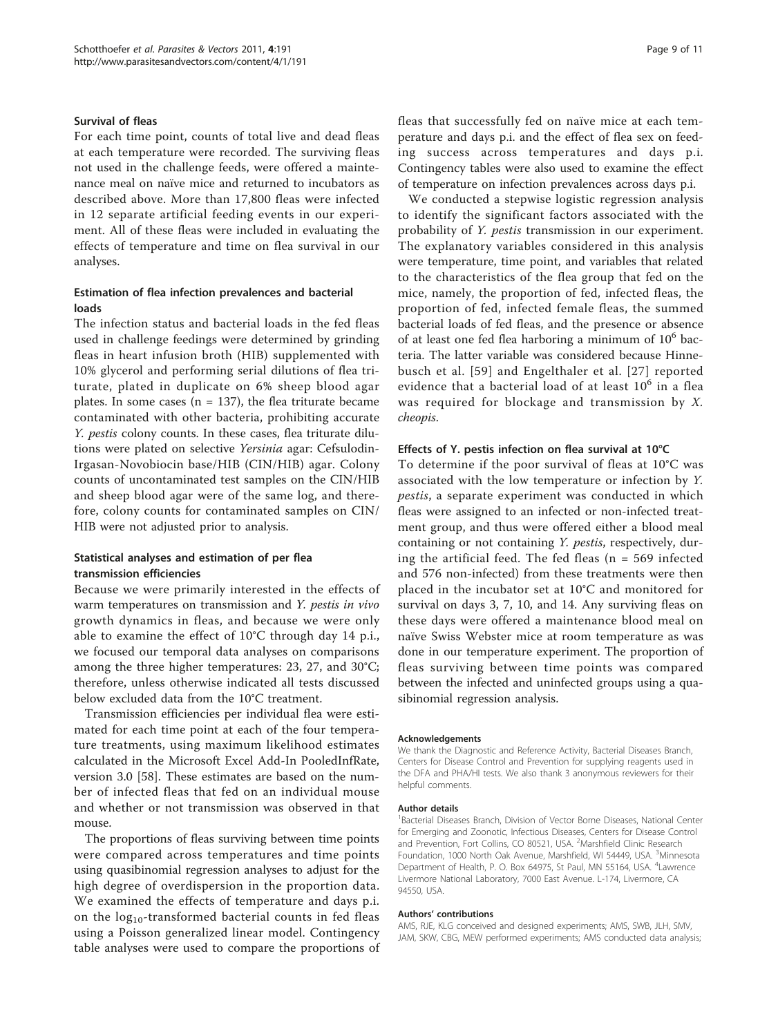### Survival of fleas

For each time point, counts of total live and dead fleas at each temperature were recorded. The surviving fleas not used in the challenge feeds, were offered a maintenance meal on naïve mice and returned to incubators as described above. More than 17,800 fleas were infected in 12 separate artificial feeding events in our experiment. All of these fleas were included in evaluating the effects of temperature and time on flea survival in our analyses.

### Estimation of flea infection prevalences and bacterial loads

The infection status and bacterial loads in the fed fleas used in challenge feedings were determined by grinding fleas in heart infusion broth (HIB) supplemented with 10% glycerol and performing serial dilutions of flea triturate, plated in duplicate on 6% sheep blood agar plates. In some cases (n = 137), the flea triturate became contaminated with other bacteria, prohibiting accurate *Y. pestis* colony counts. In these cases, flea triturate dilutions were plated on selective *Yersinia* agar: Cefsulodin-Irgasan-Novobiocin base/HIB (CIN/HIB) agar. Colony counts of uncontaminated test samples on the CIN/HIB and sheep blood agar were of the same log, and therefore, colony counts for contaminated samples on CIN/HIB were not adjusted prior to analysis.

### Statistical analyses and estimation of per flea transmission efficiencies

Because we were primarily interested in the effects of warm temperatures on transmission and *Y. pestis in vivo* growth dynamics in fleas, and because we were only able to examine the effect of 10°C through day 14 p.i., we focused our temporal data analyses on comparisons among the three higher temperatures: 23, 27, and 30°C; therefore, unless otherwise indicated all tests discussed below excluded data from the 10°C treatment.

Transmission efficiencies per individual flea were estimated for each time point at each of the four temperature treatments, using maximum likelihood estimates calculated in the Microsoft Excel Add-In PooledInfRate, version 3.0 [58]. These estimates are based on the number of infected fleas that fed on an individual mouse and whether or not transmission was observed in that mouse.

The proportions of fleas surviving between time points were compared across temperatures and time points using quasibinomial regression analyses to adjust for the high degree of overdispersion in the proportion data. We examined the effects of temperature and days p.i. on the $\log_{10}$-transformed bacterial counts in fed fleas using a Poisson generalized linear model. Contingency table analyses were used to compare the proportions of fleas that successfully fed on naïve mice at each temperature and days p.i. and the effect of flea sex on feeding success across temperatures and days p.i. Contingency tables were also used to examine the effect of temperature on infection prevalences across days p.i.

We conducted a stepwise logistic regression analysis to identify the significant factors associated with the probability of *Y. pestis* transmission in our experiment. The explanatory variables considered in this analysis were temperature, time point, and variables that related to the characteristics of the flea group that fed on the mice, namely, the proportion of fed, infected fleas, the proportion of fed, infected female fleas, the summed bacterial loads of fed fleas, and the presence or absence of at least one fed flea harboring a minimum of $10^6$ bacteria. The latter variable was considered because Hinnebusch et al. [59] and Engelthaler et al. [27] reported evidence that a bacterial load of at least $10^6$ in a flea was required for blockage and transmission by *X. cheopis*.

### Effects of Y. pestis infection on flea survival at 10°C

To determine if the poor survival of fleas at 10°C was associated with the low temperature or infection by *Y. pestis*, a separate experiment was conducted in which fleas were assigned to an infected or non-infected treatment group, and thus were offered either a blood meal containing or not containing *Y. pestis*, respectively, during the artificial feed. The fed fleas (n = 569 infected and 576 non-infected) from these treatments were then placed in the incubator set at 10°C and monitored for survival on days 3, 7, 10, and 14. Any surviving fleas on these days were offered a maintenance blood meal on naïve Swiss Webster mice at room temperature as was done in our temperature experiment. The proportion of fleas surviving between time points was compared between the infected and uninfected groups using a quasibinomial regression analysis.

#### Acknowledgements

We thank the Diagnostic and Reference Activity, Bacterial Diseases Branch, Centers for Disease Control and Prevention for supplying reagents used in the DFA and PHA/HI tests. We also thank 3 anonymous reviewers for their helpful comments.

#### Author details

[1]Bacterial Diseases Branch, Division of Vector Borne Diseases, National Center for Emerging and Zoonotic, Infectious Diseases, Centers for Disease Control and Prevention, Fort Collins, CO 80521, USA. [2]Marshfield Clinic Research Foundation, 1000 North Oak Avenue, Marshfield, WI 54449, USA. [3]Minnesota Department of Health, P. O. Box 64975, St Paul, MN 55164, USA. [4]Lawrence Livermore National Laboratory, 7000 East Avenue. L-174, Livermore, CA 94550, USA.

#### Authors' contributions

AMS, RJE, KLG conceived and designed experiments; AMS, SWB, JLH, SMV, JAM, SKW, CBG, MEW performed experiments; AMS conducted data analysis;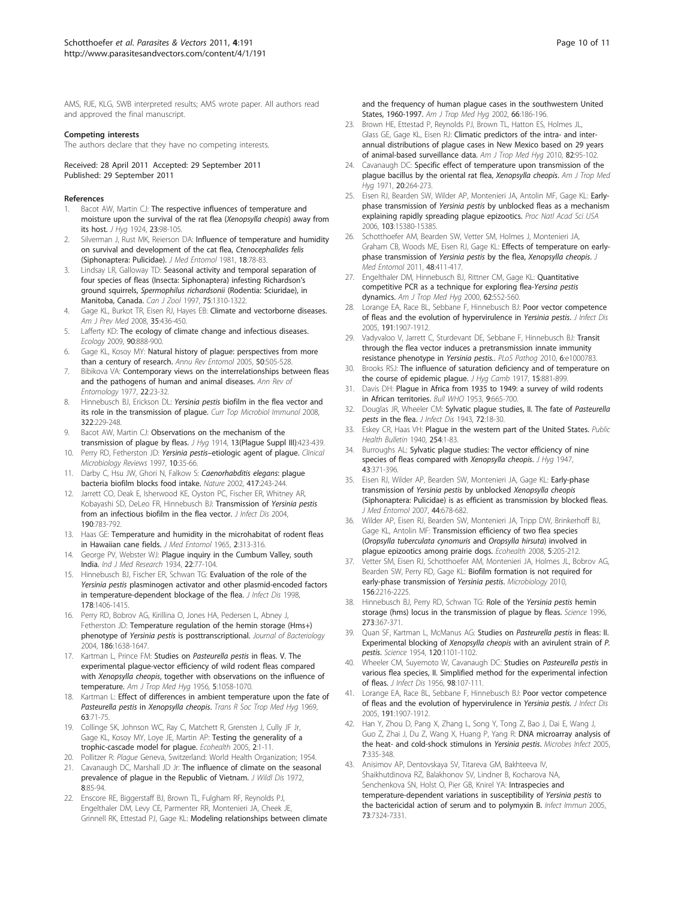AMS, RJE, KLG, SWB interpreted results; AMS wrote paper. All authors read and approved the final manuscript.

### Competing interests

The authors declare that they have no competing interests.

Received: 28 April 2011 Accepted: 29 September 2011
Published: 29 September 2011

### References

1. Bacot AW, Martin CJ: The respective influences of temperature and moisture upon the survival of the rat flea (*Xenopsylla cheopis*) away from its host. *J Hyg* 1924, 23:98-105.
2. Silverman J, Rust MK, Reierson DA: Influence of temperature and humidity on survival and development of the cat flea, *Ctenocephalides felis* (Siphonaptera: Pulicidae). *J Med Entomol* 1981, 18:78-83.
3. Lindsay LR, Galloway TD: Seasonal activity and temporal separation of four species of fleas (Insecta: Siphonaptera) infesting Richardson's ground squirrels, *Spermophilus richardsonii* (Rodentia: Sciuridae), in Manitoba, Canada. *Can J Zool* 1997, 75:1310-1322.
4. Gage KL, Burkot TR, Eisen RJ, Hayes EB: Climate and vectorborne diseases. *Am J Prev Med* 2008, 35:436-450.
5. Lafferty KD: The ecology of climate change and infectious diseases. *Ecology* 2009, 90:888-900.
6. Gage KL, Kosoy MY: Natural history of plague: perspectives from more than a century of research. *Annu Rev Entomol* 2005, 50:505-528.
7. Bibikova VA: Contemporary views on the interrelationships between fleas and the pathogens of human and animal diseases. *Ann Rev of Entomology* 1977, 22:23-32.
8. Hinnebusch BJ, Erickson DL: *Yersinia pestis* biofilm in the flea vector and its role in the transmission of plague. *Curr Top Microbiol Immunol* 2008, 322:229-248.
9. Bacot AW, Martin CJ: Observations on the mechanism of the transmission of plague by fleas. *J Hyg* 1914, 13(Plague Suppl III):423-439.
10. Perry RD, Fetherston JD: *Yersinia pestis*–etiologic agent of plague. *Clinical Microbiology Reviews* 1997, 10:35-66.
11. Darby C, Hsu JW, Ghori N, Falkow S: *Caenorhabditis elegans*: plague bacteria biofilm blocks food intake. *Nature* 2002, 417:243-244.
12. Jarrett CO, Deak E, Isherwood KE, Oyston PC, Fischer ER, Whitney AR, Kobayashi SD, DeLeo FR, Hinnebusch BJ: Transmission of *Yersinia pestis* from an infectious biofilm in the flea vector. *J Infect Dis* 2004, 190:783-792.
13. Haas GE: Temperature and humidity in the microhabitat of rodent fleas in Hawaiian cane fields. *J Med Entomol* 1965, 2:313-316.
14. George PV, Webster WJ: Plague inquiry in the Cumbum Valley, south India. *Ind J Med Research* 1934, 22:77-104.
15. Hinnebusch BJ, Fischer ER, Schwan TG: Evaluation of the role of the *Yersinia pestis* plasminogen activator and other plasmid-encoded factors in temperature-dependent blockage of the flea. *J Infect Dis* 1998, 178:1406-1415.
16. Perry RD, Bobrov AG, Kirillina O, Jones HA, Pedersen L, Abney J, Fetherston JD: Temperature regulation of the hemin storage (Hms+) phenotype of *Yersinia pestis* is posttranscriptional. *Journal of Bacteriology* 2004, 186:1638-1647.
17. Kartman L, Prince FM: Studies on *Pasteurella pestis* in fleas. V. The experimental plague-vector efficiency of wild rodent fleas compared with *Xenopsylla cheopis*, together with observations on the influence of temperature. *Am J Trop Med Hyg* 1956, 5:1058-1070.
18. Kartman L: Effect of differences in ambient temperature upon the fate of *Pasteurella pestis* in *Xenopsylla cheopis*. *Trans R Soc Trop Med Hyg* 1969, 63:71-75.
19. Collinge SK, Johnson WC, Ray C, Matchett R, Grensten J, Cully JF Jr, Gage KL, Kosoy MY, Loye JE, Martin AP: Testing the generality of a trophic-cascade model for plague. *Ecohealth* 2005, 2:1-11.
20. Pollitzer R: *Plague* Geneva, Switzerland: World Health Organization; 1954.
21. Cavanaugh DC, Marshall JD Jr: The influence of climate on the seasonal prevalence of plague in the Republic of Vietnam. *J Wildl Dis* 1972, 8:85-94.
22. Enscore RE, Biggerstaff BJ, Brown TL, Fulgham RF, Reynolds PJ, Engelthaler DM, Levy CE, Parmenter RR, Montenieri JA, Cheek JE, Grinnell RK, Ettestad PJ, Gage KL: Modeling relationships between climate and the frequency of human plague cases in the southwestern United States, 1960-1997. *Am J Trop Med Hyg* 2002, 66:186-196.
23. Brown HE, Ettestad P, Reynolds PJ, Brown TL, Hatton ES, Holmes JL, Glass GE, Gage KL, Eisen RJ: Climatic predictors of the intra- and inter-annual distributions of plague cases in New Mexico based on 29 years of animal-based surveillance data. *Am J Trop Med Hyg* 2010, 82:95-102.
24. Cavanaugh DC: Specific effect of temperature upon transmission of the plague bacillus by the oriental rat flea, *Xenopsylla cheopis*. *Am J Trop Med Hyg* 1971, 20:264-273.
25. Eisen RJ, Bearden SW, Wilder AP, Montenieri JA, Antolin MF, Gage KL: Early-phase transmission of *Yersinia pestis* by unblocked fleas as a mechanism explaining rapidly spreading plague epizootics. *Proc Natl Acad Sci USA* 2006, 103:15380-15385.
26. Schotthoefer AM, Bearden SW, Vetter SM, Holmes J, Montenieri JA, Graham CB, Woods ME, Eisen RJ, Gage KL: Effects of temperature on early-phase transmission of *Yersinia pestis* by the flea, *Xenopsylla cheopis*. *J Med Entomol* 2011, 48:411-417.
27. Engelthaler DM, Hinnebusch BJ, Rittner CM, Gage KL: Quantitative competitive PCR as a technique for exploring flea-*Yersina pestis* dynamics. *Am J Trop Med Hyg* 2000, 62:552-560.
28. Lorange EA, Race BL, Sebbane F, Hinnebusch BJ: Poor vector competence of fleas and the evolution of hypervirulence in *Yersinia pestis*. *J Infect Dis* 2005, 191:1907-1912.
29. Vadyvaloo V, Jarrett C, Sturdevant DE, Sebbane F, Hinnebusch BJ: Transit through the flea vector induces a pretransmission innate immunity resistance phenotype in *Yersinia pestis*.. *PLoS Pathog* 2010, 6:e1000783.
30. Brooks RSJ: The influence of saturation deficiency and of temperature on the course of epidemic plague. *J Hyg Camb* 1917, 15:881-899.
31. Davis DH: Plague in Africa from 1935 to 1949: a survey of wild rodents in African territories. *Bull WHO* 1953, 9:665-700.
32. Douglas JR, Wheeler CM: Sylvatic plague studies, II. The fate of *Pasteurella pests* in the flea. *J Infect Dis* 1943, 72:18-30.
33. Eskey CR, Haas VH: Plague in the western part of the United States. *Public Health Bulletin* 1940, 254:1-83.
34. Burroughs AL: Sylvatic plague studies: The vector efficiency of nine species of fleas compared with *Xenopsylla cheopis*. *J Hyg* 1947, 43:371-396.
35. Eisen RJ, Wilder AP, Bearden SW, Montenieri JA, Gage KL: Early-phase transmission of *Yersinia pestis* by unblocked *Xenopsylla cheopis* (Siphonaptera: Pulicidae) is as efficient as transmission by blocked fleas. *J Med Entomol* 2007, 44:678-682.
36. Wilder AP, Eisen RJ, Bearden SW, Montenieri JA, Tripp DW, Brinkerhoff BJ, Gage KL, Antolin MF: Transmission efficiency of two flea species (*Oropsylla tuberculata cynomuris* and *Oropsylla hirsuta*) involved in plague epizootics among prairie dogs. *Ecohealth* 2008, 5:205-212.
37. Vetter SM, Eisen RJ, Schotthoefer AM, Montenieri JA, Holmes JL, Bobrov AG, Bearden SW, Perry RD, Gage KL: Biofilm formation is not required for early-phase transmission of *Yersinia pestis*. *Microbiology* 2010, 156:2216-2225.
38. Hinnebusch BJ, Perry RD, Schwan TG: Role of the *Yersinia pestis* hemin storage (hms) locus in the transmission of plague by fleas. *Science* 1996, 273:367-371.
39. Quan SF, Kartman L, McManus AG: Studies on *Pasteurella pestis* in fleas: II. Experimental blocking of *Xenopsylla cheopis* with an avirulent strain of *P. pestis*. *Science* 1954, 120:1101-1102.
40. Wheeler CM, Suyemoto W, Cavanaugh DC: Studies on *Pasteurella pestis* in various flea species, II. Simplified method for the experimental infection of fleas. *J Infect Dis* 1956, 98:107-111.
41. Lorange EA, Race BL, Sebbane F, Hinnebusch BJ: Poor vector competence of fleas and the evolution of hypervirulence in *Yersinia pestis*. *J Infect Dis* 2005, 191:1907-1912.
42. Han Y, Zhou D, Pang X, Zhang L, Song Y, Tong Z, Bao J, Dai E, Wang J, Guo Z, Zhai J, Du Z, Wang X, Huang P, Yang R: DNA microarray analysis of the heat- and cold-shock stimulons in *Yersinia pestis*. *Microbes Infect* 2005, 7:335-348.
43. Anisimov AP, Dentovskaya SV, Titareva GM, Bakhteeva IV, Shaikhutdinova RZ, Balakhonov SV, Lindner B, Kocharova NA, Senchenkova SN, Holst O, Pier GB, Knirel YA: Intraspecies and temperature-dependent variations in susceptibility of *Yersinia pestis* to the bactericidal action of serum and to polymyxin B. *Infect Immun* 2005, 73:7324-7331.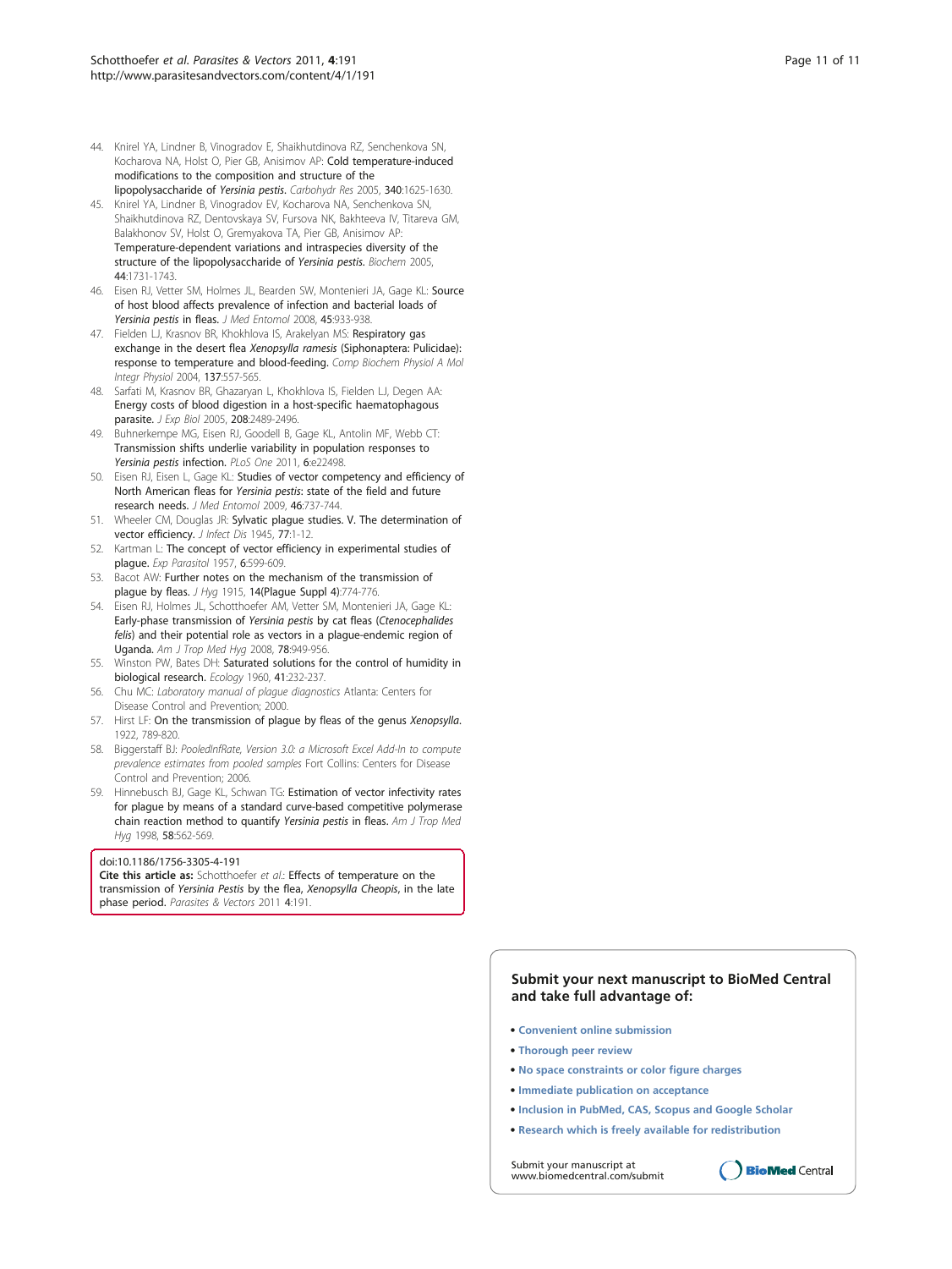44. Knirel YA, Lindner B, Vinogradov E, Shaikhutdinova RZ, Senchenkova SN, Kocharova NA, Holst O, Pier GB, Anisimov AP: **Cold temperature-induced modifications to the composition and structure of the lipopolysaccharide of *Yersinia pestis*.** *Carbohydr Res* 2005, **340**:1625-1630.
45. Knirel YA, Lindner B, Vinogradov EV, Kocharova NA, Senchenkova SN, Shaikhutdinova RZ, Dentovskaya SV, Fursova NK, Bakhteeva IV, Titareva GM, Balakhonov SV, Holst O, Gremyakova TA, Pier GB, Anisimov AP: **Temperature-dependent variations and intraspecies diversity of the structure of the lipopolysaccharide of *Yersinia pestis*.** *Biochem* 2005, **44**:1731-1743.
46. Eisen RJ, Vetter SM, Holmes JL, Bearden SW, Montenieri JA, Gage KL: **Source of host blood affects prevalence of infection and bacterial loads of *Yersinia pestis* in fleas.** *J Med Entomol* 2008, **45**:933-938.
47. Fielden LJ, Krasnov BR, Khokhlova IS, Arakelyan MS: **Respiratory gas exchange in the desert flea *Xenopsylla ramesis* (Siphonaptera: Pulicidae): response to temperature and blood-feeding.** *Comp Biochem Physiol A Mol Integr Physiol* 2004, **137**:557-565.
48. Sarfati M, Krasnov BR, Ghazaryan L, Khokhlova IS, Fielden LJ, Degen AA: **Energy costs of blood digestion in a host-specific haematophagous parasite.** *J Exp Biol* 2005, **208**:2489-2496.
49. Buhnerkempe MG, Eisen RJ, Goodell B, Gage KL, Antolin MF, Webb CT: **Transmission shifts underlie variability in population responses to *Yersinia pestis* infection.** *PLoS One* 2011, **6**:e22498.
50. Eisen RJ, Eisen L, Gage KL: **Studies of vector competency and efficiency of North American fleas for *Yersinia pestis*: state of the field and future research needs.** *J Med Entomol* 2009, **46**:737-744.
51. Wheeler CM, Douglas JR: **Sylvatic plague studies. V. The determination of vector efficiency.** *J Infect Dis* 1945, **77**:1-12.
52. Kartman L: **The concept of vector efficiency in experimental studies of plague.** *Exp Parasitol* 1957, **6**:599-609.
53. Bacot AW: **Further notes on the mechanism of the transmission of plague by fleas.** *J Hyg* 1915, **14**(Plague Suppl 4):774-776.
54. Eisen RJ, Holmes JL, Schotthoefer AM, Vetter SM, Montenieri JA, Gage KL: **Early-phase transmission of *Yersinia pestis* by cat fleas (*Ctenocephalides felis*) and their potential role as vectors in a plague-endemic region of Uganda.** *Am J Trop Med Hyg* 2008, **78**:949-956.
55. Winston PW, Bates DH: **Saturated solutions for the control of humidity in biological research.** *Ecology* 1960, **41**:232-237.
56. Chu MC: *Laboratory manual of plague diagnostics* Atlanta: Centers for Disease Control and Prevention; 2000.
57. Hirst LF: **On the transmission of plague by fleas of the genus *Xenopsylla*.** 1922, 789-820.
58. Biggerstaff BJ: *PooledInfRate, Version 3.0: a Microsoft Excel Add-In to compute prevalence estimates from pooled samples* Fort Collins: Centers for Disease Control and Prevention; 2006.
59. Hinnebusch BJ, Gage KL, Schwan TG: **Estimation of vector infectivity rates for plague by means of a standard curve-based competitive polymerase chain reaction method to quantify *Yersinia pestis* in fleas.** *Am J Trop Med Hyg* 1998, **58**:562-569.

doi:10.1186/1756-3305-4-191

**Cite this article as:** Schotthoefer *et al.*: Effects of temperature on the transmission of *Yersinia Pestis* by the flea, *Xenopsylla Cheopis*, in the late phase period. *Parasites & Vectors* 2011 **4**:191.